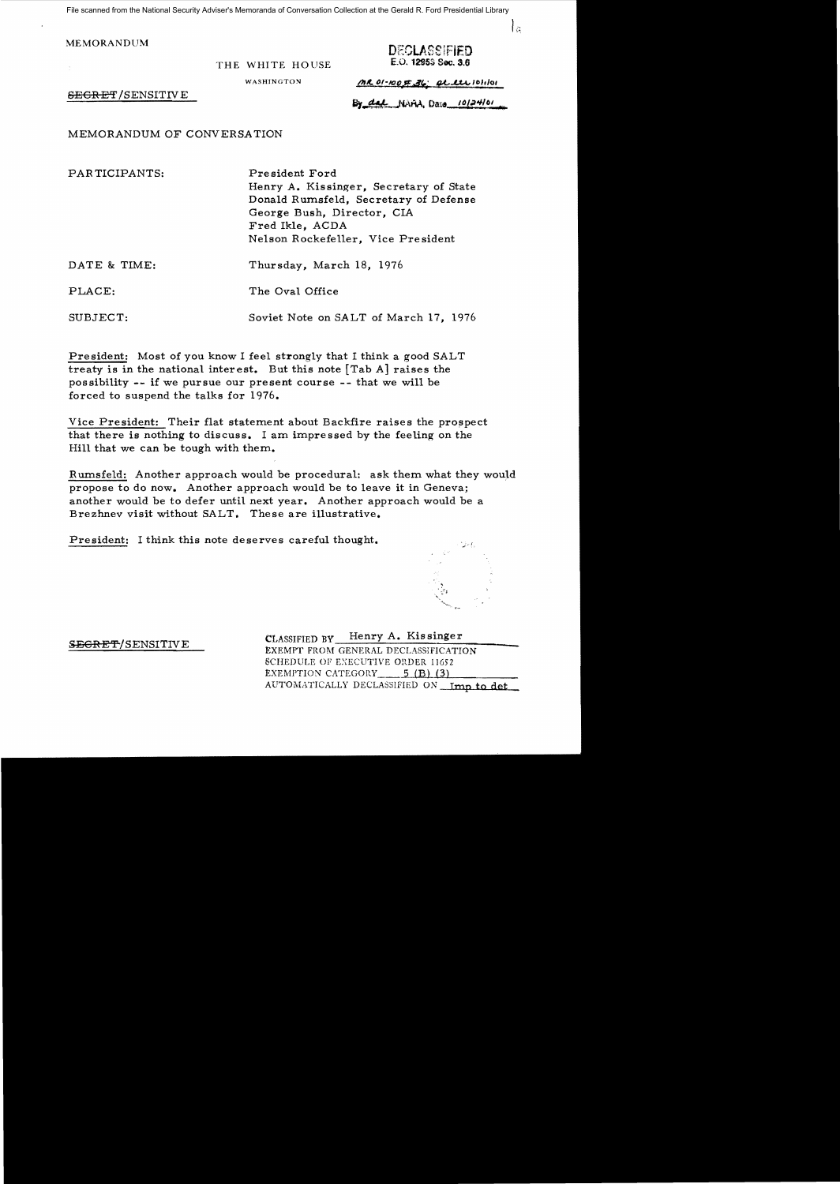File scanned from the National Security Adviser's Memoranda of Conversation Collection at the Gerald R. Ford Presidential Library

MEMORANDUM

THE WHITE HOUSE

WASHINGTON

DECLASSIFIED
E.O. 12958 Sec. 3.6
MR 01-100 #36; at ltr 10/1/01
By dal NARA, Date 10/24/01

~~SECRET~~/SENSITIVE

MEMORANDUM OF CONVERSATION

PARTICIPANTS: President Ford
Henry A. Kissinger, Secretary of State
Donald Rumsfeld, Secretary of Defense
George Bush, Director, CIA
Fred Ikle, ACDA
Nelson Rockefeller, Vice President

DATE & TIME: Thursday, March 18, 1976

PLACE: The Oval Office

SUBJECT: Soviet Note on SALT of March 17, 1976

President: Most of you know I feel strongly that I think a good SALT treaty is in the national interest. But this note [Tab A] raises the possibility -- if we pursue our present course -- that we will be forced to suspend the talks for 1976.

Vice President: Their flat statement about Backfire raises the prospect that there is nothing to discuss. I am impressed by the feeling on the Hill that we can be tough with them.

Rumsfeld: Another approach would be procedural: ask them what they would propose to do now. Another approach would be to leave it in Geneva; another would be to defer until next year. Another approach would be a Brezhnev visit without SALT. These are illustrative.

President: I think this note deserves careful thought.

~~SECRET~~/SENSITIVE

CLASSIFIED BY Henry A. Kissinger
EXEMPT FROM GENERAL DECLASSIFICATION
SCHEDULE OF EXECUTIVE ORDER 11652
EXEMPTION CATEGORY 5 (B) (3)
AUTOMATICALLY DECLASSIFIED ON Imp to det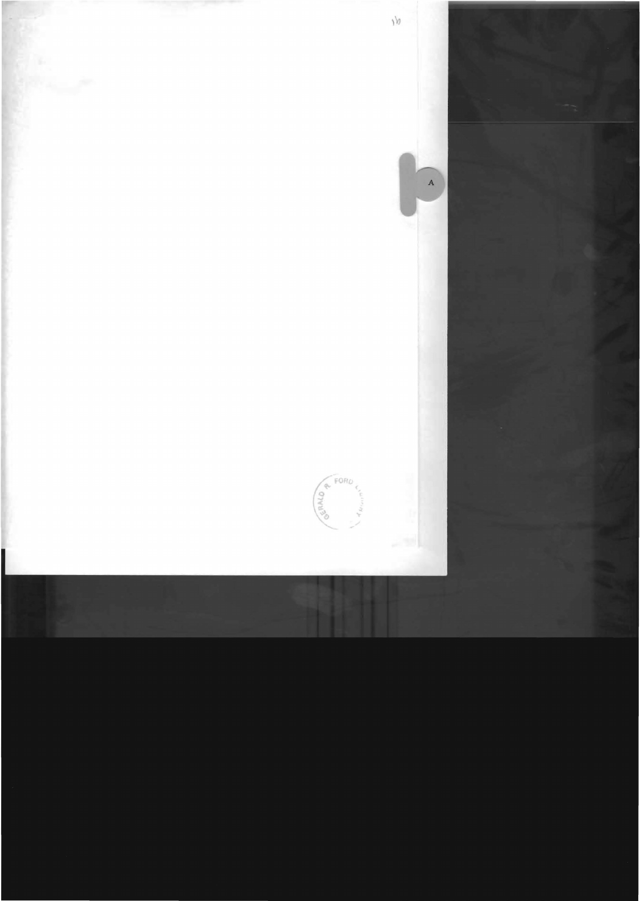A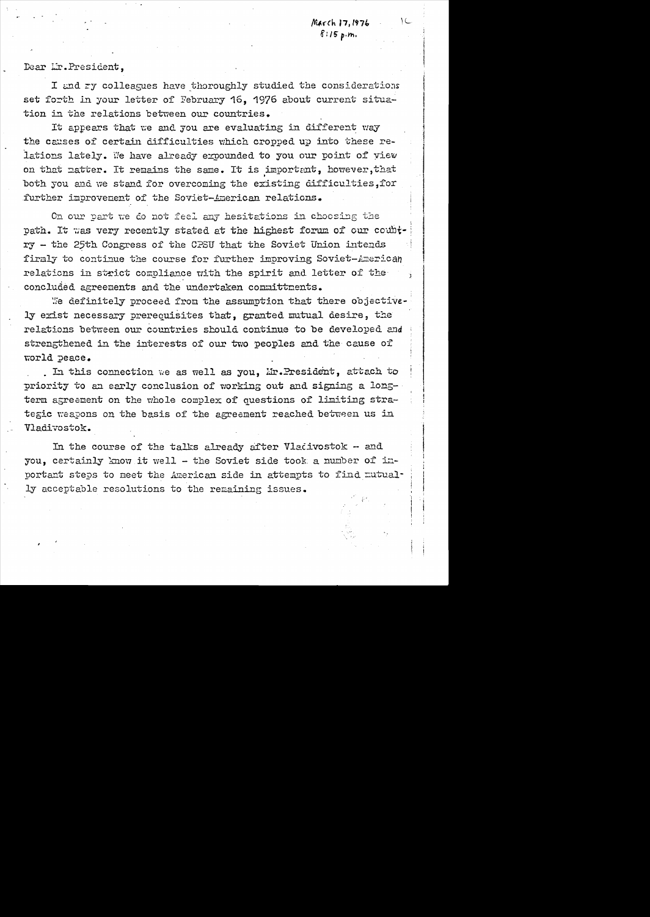March 17, 1976
8:15 p.m.

Dear Mr. President,

I and my colleagues have thoroughly studied the considerations set forth in your letter of February 16, 1976 about current situation in the relations between our countries.

It appears that we and you are evaluating in different way the causes of certain difficulties which cropped up into these relations lately. We have already expounded to you our point of view on that matter. It remains the same. It is important, however, that both you and we stand for overcoming the existing difficulties, for further improvement of the Soviet-American relations.

On our part we do not feel any hesitations in choosing the path. It was very recently stated at the highest forum of our country – the 25th Congress of the CPSU that the Soviet Union intends firmly to continue the course for further improving Soviet-American relations in strict compliance with the spirit and letter of the concluded agreements and the undertaken committments.

We definitely proceed from the assumption that there objectively exist necessary prerequisites that, granted mutual desire, the relations between our countries should continue to be developed and strengthened in the interests of our two peoples and the cause of world peace.

In this connection we as well as you, Mr. President, attach to priority to an early conclusion of working out and signing a long-term agreement on the whole complex of questions of limiting strategic weapons on the basis of the agreement reached between us in Vladivostok.

In the course of the talks already after Vladivostok – and you, certainly know it well – the Soviet side took a number of important steps to meet the American side in attempts to find mutually acceptable resolutions to the remaining issues.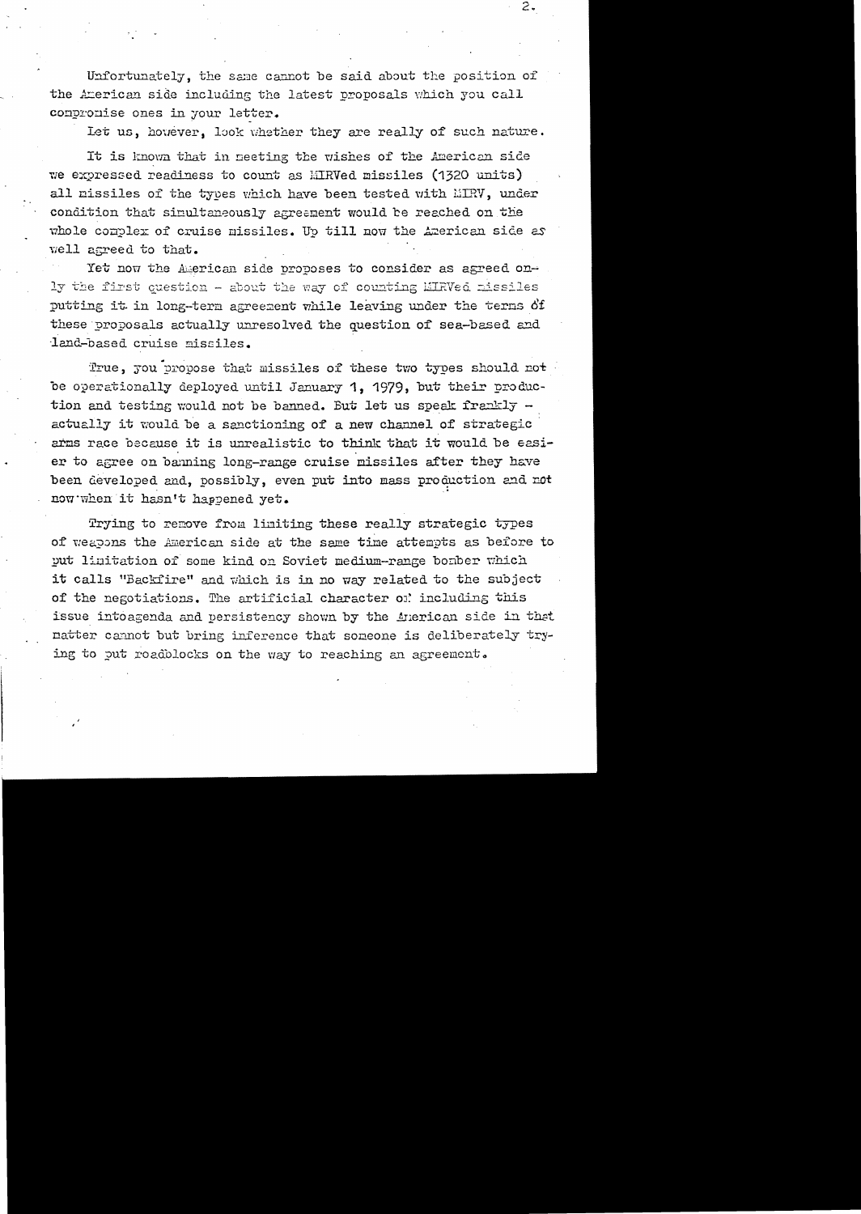Unfortunately, the same cannot be said about the position of the American side including the latest proposals which you call compromise ones in your letter.

Let us, however, look whether they are really of such nature.

It is known that in meeting the wishes of the American side we expressed readiness to count as MIRVed missiles (1320 units) all missiles of the types which have been tested with MIRV, under condition that simultaneously agreement would be reached on the whole complex of cruise missiles. Up till now the American side as well agreed to that.

Yet now the American side proposes to consider as agreed only the first question - about the way of counting MIRVed missiles putting it in long-term agreement while leaving under the terms of these proposals actually unresolved the question of sea-based and land-based cruise missiles.

True, you propose that missiles of these two types should not be operationally deployed until January 1, 1979, but their production and testing would not be banned. But let us speak frankly - actually it would be a sanctioning of a new channel of strategic arms race because it is unrealistic to think that it would be easier to agree on banning long-range cruise missiles after they have been developed and, possibly, even put into mass production and not now when it hasn't happened yet.

Trying to remove from limiting these really strategic types of weapons the American side at the same time attempts as before to put limitation of some kind on Soviet medium-range bomber which it calls "Backfire" and which is in no way related to the subject of the negotiations. The artificial character of including this issue intoagenda and persistency shown by the American side in that matter cannot but bring inference that someone is deliberately trying to put roadblocks on the way to reaching an agreement.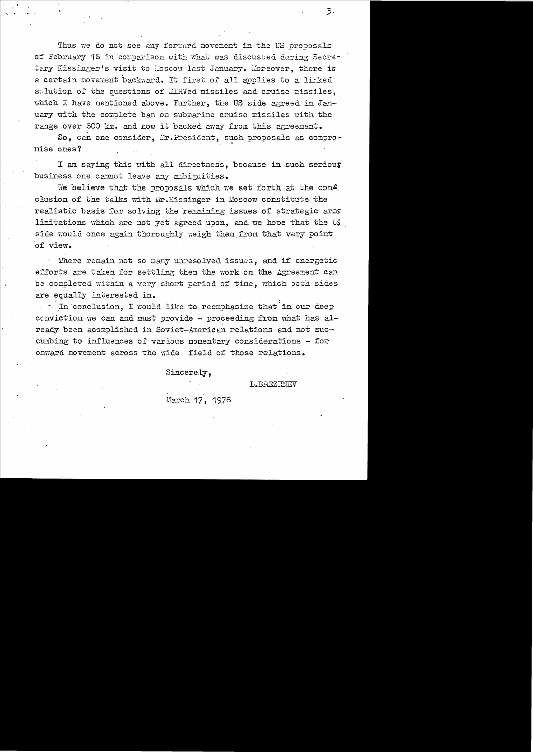Thus we do not see any forward movement in the US proposals of February 16 in comparison with what was discussed during Secretary Kissinger's visit to Moscow last January. Moreover, there is a certain movement backward. It first of all applies to a linked solution of the questions of MIRVed missiles and cruise missiles, which I have mentioned above. Further, the US side agreed in January with the complete ban on submarine cruise missiles with the range over 600 km. and now it backed away from this agreement.

So, can one consider, Mr.President, such proposals as compromise ones?

I am saying this with all directness, because in such serious business one cannot leave any ambiguities.

We believe that the proposals which we set forth at the conclusion of the talks with Mr.Kissinger in Moscow constitute the realistic basis for solving the remaining issues of strategic arms limitations which are not yet agreed upon, and we hope that the US side would once again thoroughly weigh them from that very point of view.

There remain not so many unresolved issues, and if energetic efforts are taken for settling them the work on the Agreement can be completed within a very short period of time, which both sides are equally interested in.

In conclusion, I would like to reemphasize that in our deep conviction we can and must provide - proceeding from what has already been acomplished in Soviet-American relations and not succumbing to influences of various momentary considerations - for onward movement across the wide field of those relations.

Sincerely,

L.BREZHNEV

March 17, 1976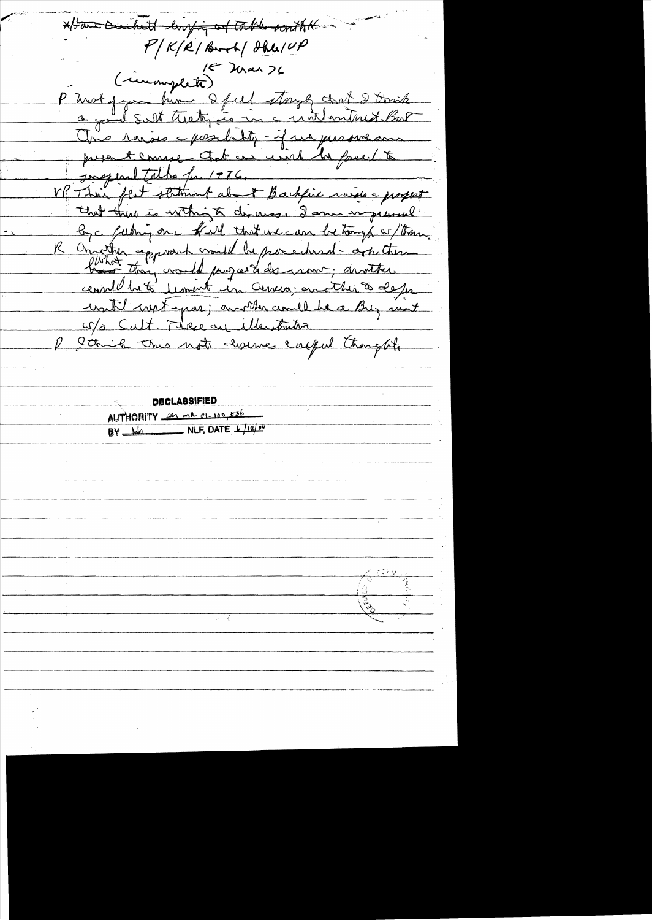~~*/Than Buchen's copy of table context~~

P/K/R/Buch/Sch/VP

15 Mar 76

(incomplete)

P Most of you know I feel strongly that I think a good Salt treaty is in our national interest. But this raises a possibility - if we pursue our present course - that we would be forced to suspend talks for 1976.

VP This flat statement about Backfire raises a prospect that there is nothing to discuss. I am impressed by a feeling on the Hill that we can be tough w/them.

R Another approach would be procedural - ask them ~~how~~ what they would propose to do now; another would be to ~~linger~~ linger in Geneva; another to defer until next year; another would be a Brez visit w/o Salt. These are illustrative

P I think this note deserves careful thought.

DECLASSIFIED
AUTHORITY per MR 01-100, #36
BY [initials] NLF, DATE 6/18/04